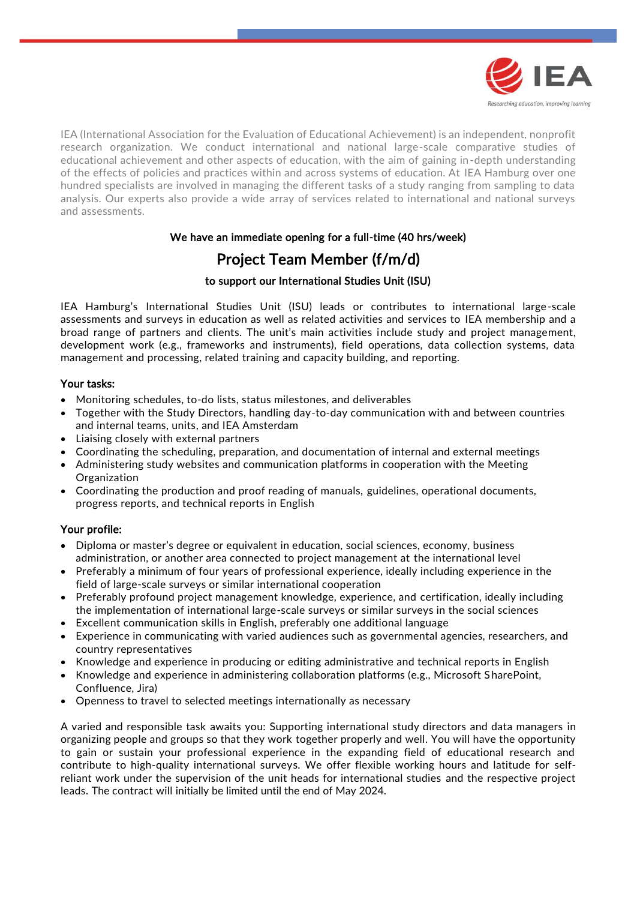IEA (International Association for the Evaluation of Educational Achievement) is an independent, nonprofit research organization. We conduct international and national large-scale comparative studies of educational achievement and other aspects of education, with the aim of gaining in-depth understanding of the effects of policies and practices within and across systems of education. At IEA Hamburg over one hundred specialists are involved in managing the different tasks of a study ranging from sampling to data analysis. Our experts also provide a wide array of services related to international and national surveys and assessments.

**We have an immediate opening for a full-time (40 hrs/week)**

# Project Team Member (f/m/d)

**to support our International Studies Unit (ISU)**

IEA Hamburg's International Studies Unit (ISU) leads or contributes to international large-scale assessments and surveys in education as well as related activities and services to IEA membership and a broad range of partners and clients. The unit's main activities include study and project management, development work (e.g., frameworks and instruments), field operations, data collection systems, data management and processing, related training and capacity building, and reporting.

### Your tasks:

- Monitoring schedules, to-do lists, status milestones, and deliverables
- Together with the Study Directors, handling day-to-day communication with and between countries and internal teams, units, and IEA Amsterdam
- Liaising closely with external partners
- Coordinating the scheduling, preparation, and documentation of internal and external meetings
- Administering study websites and communication platforms in cooperation with the Meeting Organization
- Coordinating the production and proof reading of manuals, guidelines, operational documents, progress reports, and technical reports in English

### Your profile:

- Diploma or master's degree or equivalent in education, social sciences, economy, business administration, or another area connected to project management at the international level
- Preferably a minimum of four years of professional experience, ideally including experience in the field of large-scale surveys or similar international cooperation
- Preferably profound project management knowledge, experience, and certification, ideally including the implementation of international large-scale surveys or similar surveys in the social sciences
- Excellent communication skills in English, preferably one additional language
- Experience in communicating with varied audiences such as governmental agencies, researchers, and country representatives
- Knowledge and experience in producing or editing administrative and technical reports in English
- Knowledge and experience in administering collaboration platforms (e.g., Microsoft SharePoint, Confluence, Jira)
- Openness to travel to selected meetings internationally as necessary

A varied and responsible task awaits you: Supporting international study directors and data managers in organizing people and groups so that they work together properly and well. You will have the opportunity to gain or sustain your professional experience in the expanding field of educational research and contribute to high-quality international surveys. We offer flexible working hours and latitude for self-reliant work under the supervision of the unit heads for international studies and the respective project leads. The contract will initially be limited until the end of May 2024.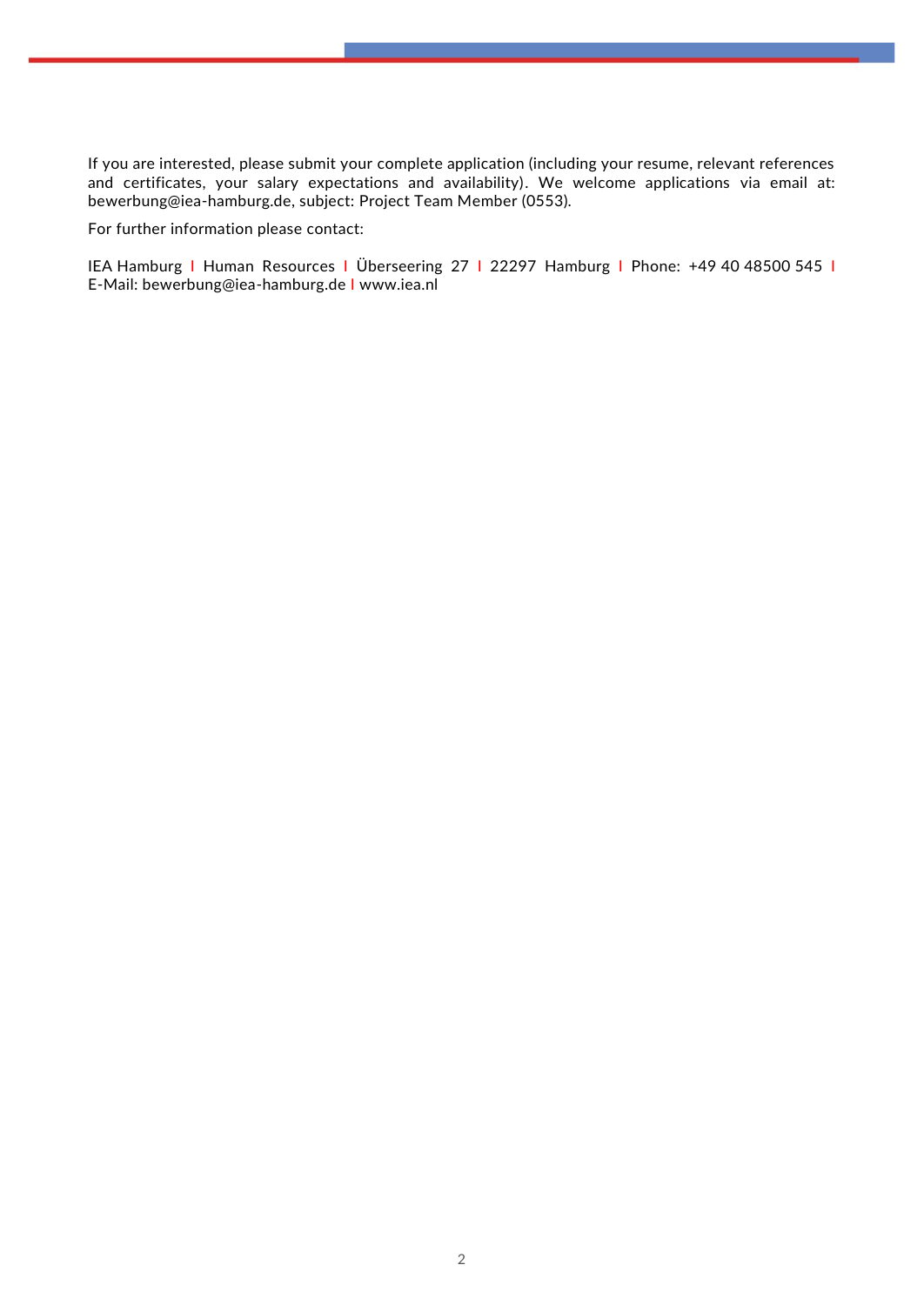If you are interested, please submit your complete application (including your resume, relevant references and certificates, your salary expectations and availability). We welcome applications via email at: bewerbung@iea-hamburg.de, subject: Project Team Member (0553).

For further information please contact:

IEA Hamburg I Human Resources I Überseering 27 I 22297 Hamburg I Phone: +49 40 48500 545 I E-Mail: bewerbung@iea-hamburg.de I www.iea.nl